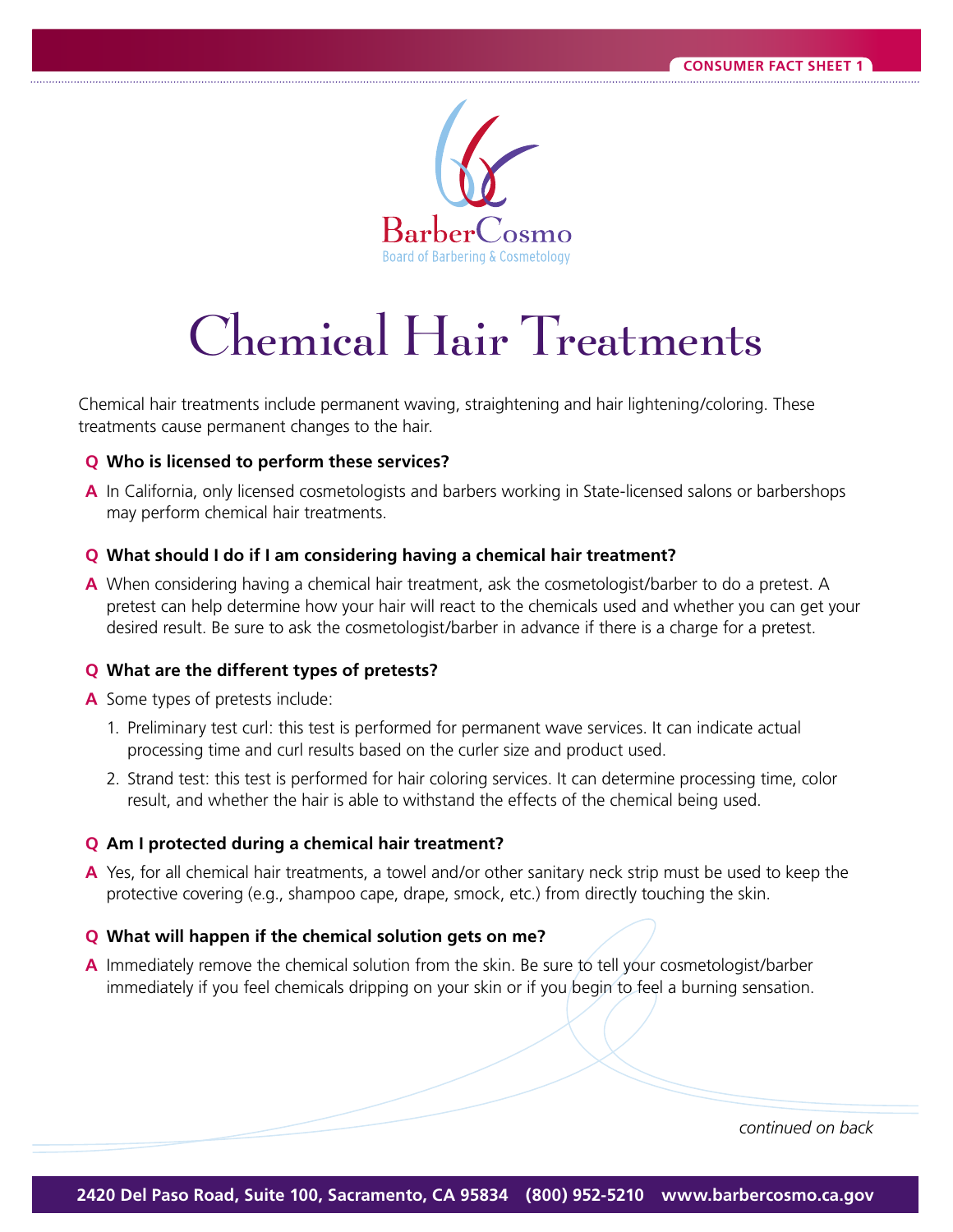CONSUMER FACT SHEET 1

BarberCosmo
Board of Barbering & Cosmetology

# Chemical Hair Treatments

Chemical hair treatments include permanent waving, straightening and hair lightening/coloring. These treatments cause permanent changes to the hair.

**Q Who is licensed to perform these services?**

**A** In California, only licensed cosmetologists and barbers working in State-licensed salons or barbershops may perform chemical hair treatments.

**Q What should I do if I am considering having a chemical hair treatment?**

**A** When considering having a chemical hair treatment, ask the cosmetologist/barber to do a pretest. A pretest can help determine how your hair will react to the chemicals used and whether you can get your desired result. Be sure to ask the cosmetologist/barber in advance if there is a charge for a pretest.

**Q What are the different types of pretests?**

**A** Some types of pretests include:

1. Preliminary test curl: this test is performed for permanent wave services. It can indicate actual processing time and curl results based on the curler size and product used.
2. Strand test: this test is performed for hair coloring services. It can determine processing time, color result, and whether the hair is able to withstand the effects of the chemical being used.

**Q Am I protected during a chemical hair treatment?**

**A** Yes, for all chemical hair treatments, a towel and/or other sanitary neck strip must be used to keep the protective covering (e.g., shampoo cape, drape, smock, etc.) from directly touching the skin.

**Q What will happen if the chemical solution gets on me?**

**A** Immediately remove the chemical solution from the skin. Be sure to tell your cosmetologist/barber immediately if you feel chemicals dripping on your skin or if you begin to feel a burning sensation.

*continued on back*

2420 Del Paso Road, Suite 100, Sacramento, CA 95834 (800) 952-5210 www.barbercosmo.ca.gov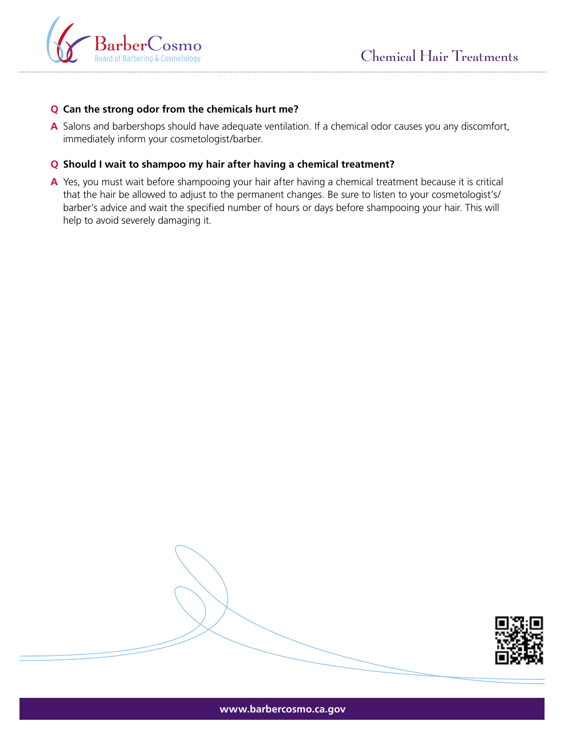**Q Can the strong odor from the chemicals hurt me?**

**A** Salons and barbershops should have adequate ventilation. If a chemical odor causes you any discomfort, immediately inform your cosmetologist/barber.

**Q Should I wait to shampoo my hair after having a chemical treatment?**

**A** Yes, you must wait before shampooing your hair after having a chemical treatment because it is critical that the hair be allowed to adjust to the permanent changes. Be sure to listen to your cosmetologist's/barber's advice and wait the specified number of hours or days before shampooing your hair. This will help to avoid severely damaging it.